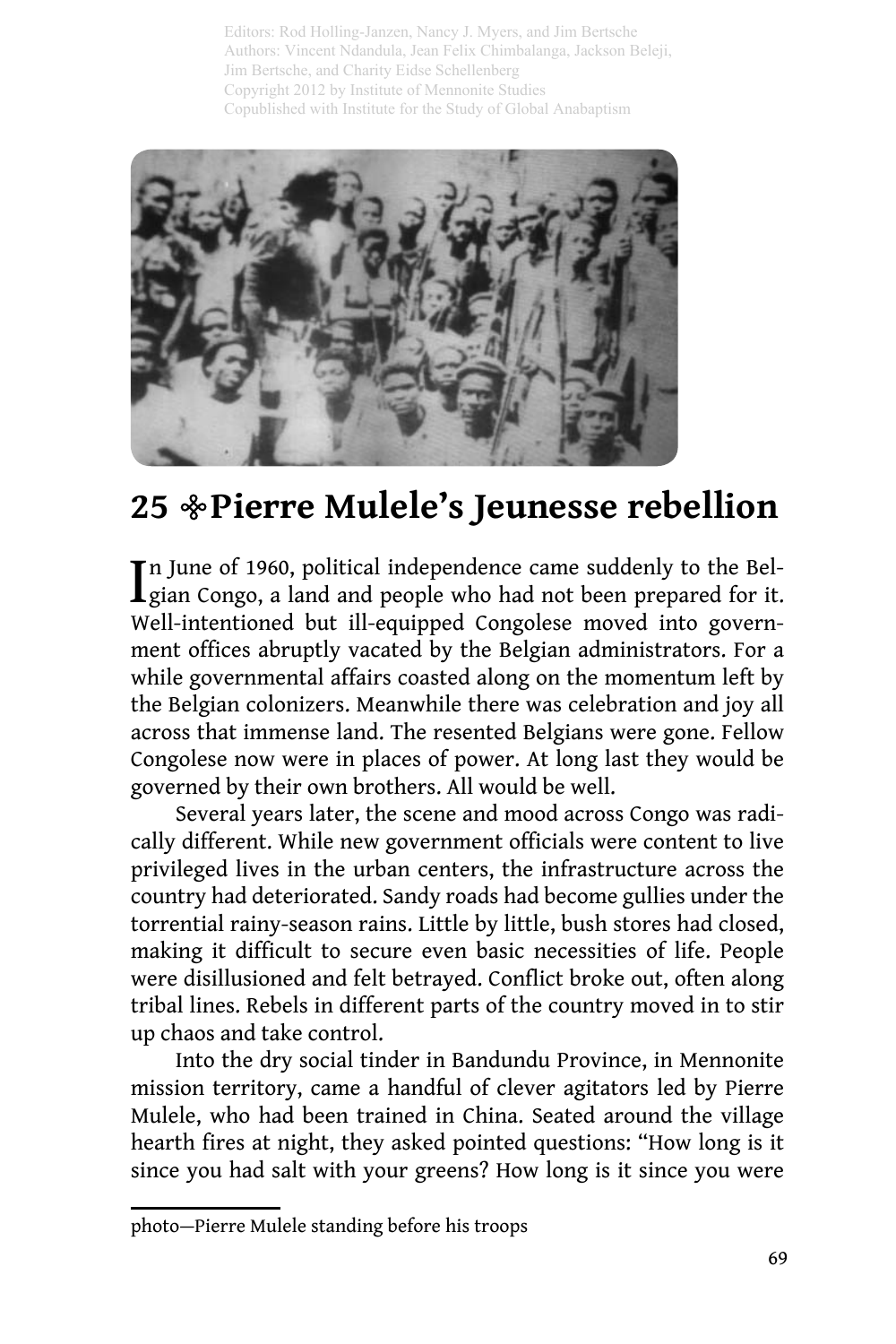Editors: Rod Holling-Janzen, Nancy J. Myers, and Jim Bertsche
Authors: Vincent Ndandula, Jean Felix Chimbalanga, Jackson Beleji, Jim Bertsche, and Charity Eidse Schellenberg
Copyright 2012 by Institute of Mennonite Studies
Copublished with Institute for the Study of Global Anabaptism

# 25 ❈ Pierre Mulele's Jeunesse rebellion

In June of 1960, political independence came suddenly to the Belgian Congo, a land and people who had not been prepared for it. Well-intentioned but ill-equipped Congolese moved into government offices abruptly vacated by the Belgian administrators. For a while governmental affairs coasted along on the momentum left by the Belgian colonizers. Meanwhile there was celebration and joy all across that immense land. The resented Belgians were gone. Fellow Congolese now were in places of power. At long last they would be governed by their own brothers. All would be well.

Several years later, the scene and mood across Congo was radically different. While new government officials were content to live privileged lives in the urban centers, the infrastructure across the country had deteriorated. Sandy roads had become gullies under the torrential rainy-season rains. Little by little, bush stores had closed, making it difficult to secure even basic necessities of life. People were disillusioned and felt betrayed. Conflict broke out, often along tribal lines. Rebels in different parts of the country moved in to stir up chaos and take control.

Into the dry social tinder in Bandundu Province, in Mennonite mission territory, came a handful of clever agitators led by Pierre Mulele, who had been trained in China. Seated around the village hearth fires at night, they asked pointed questions: "How long is it since you had salt with your greens? How long is it since you were

photo—Pierre Mulele standing before his troops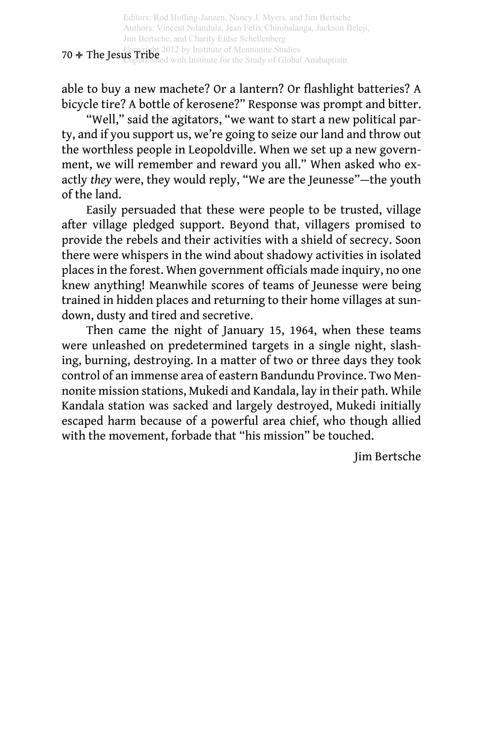able to buy a new machete? Or a lantern? Or flashlight batteries? A bicycle tire? A bottle of kerosene?" Response was prompt and bitter.

"Well," said the agitators, "we want to start a new political party, and if you support us, we're going to seize our land and throw out the worthless people in Leopoldville. When we set up a new government, we will remember and reward you all." When asked who exactly *they* were, they would reply, "We are the Jeunesse"—the youth of the land.

Easily persuaded that these were people to be trusted, village after village pledged support. Beyond that, villagers promised to provide the rebels and their activities with a shield of secrecy. Soon there were whispers in the wind about shadowy activities in isolated places in the forest. When government officials made inquiry, no one knew anything! Meanwhile scores of teams of Jeunesse were being trained in hidden places and returning to their home villages at sundown, dusty and tired and secretive.

Then came the night of January 15, 1964, when these teams were unleashed on predetermined targets in a single night, slashing, burning, destroying. In a matter of two or three days they took control of an immense area of eastern Bandundu Province. Two Mennonite mission stations, Mukedi and Kandala, lay in their path. While Kandala station was sacked and largely destroyed, Mukedi initially escaped harm because of a powerful area chief, who though allied with the movement, forbade that "his mission" be touched.

Jim Bertsche